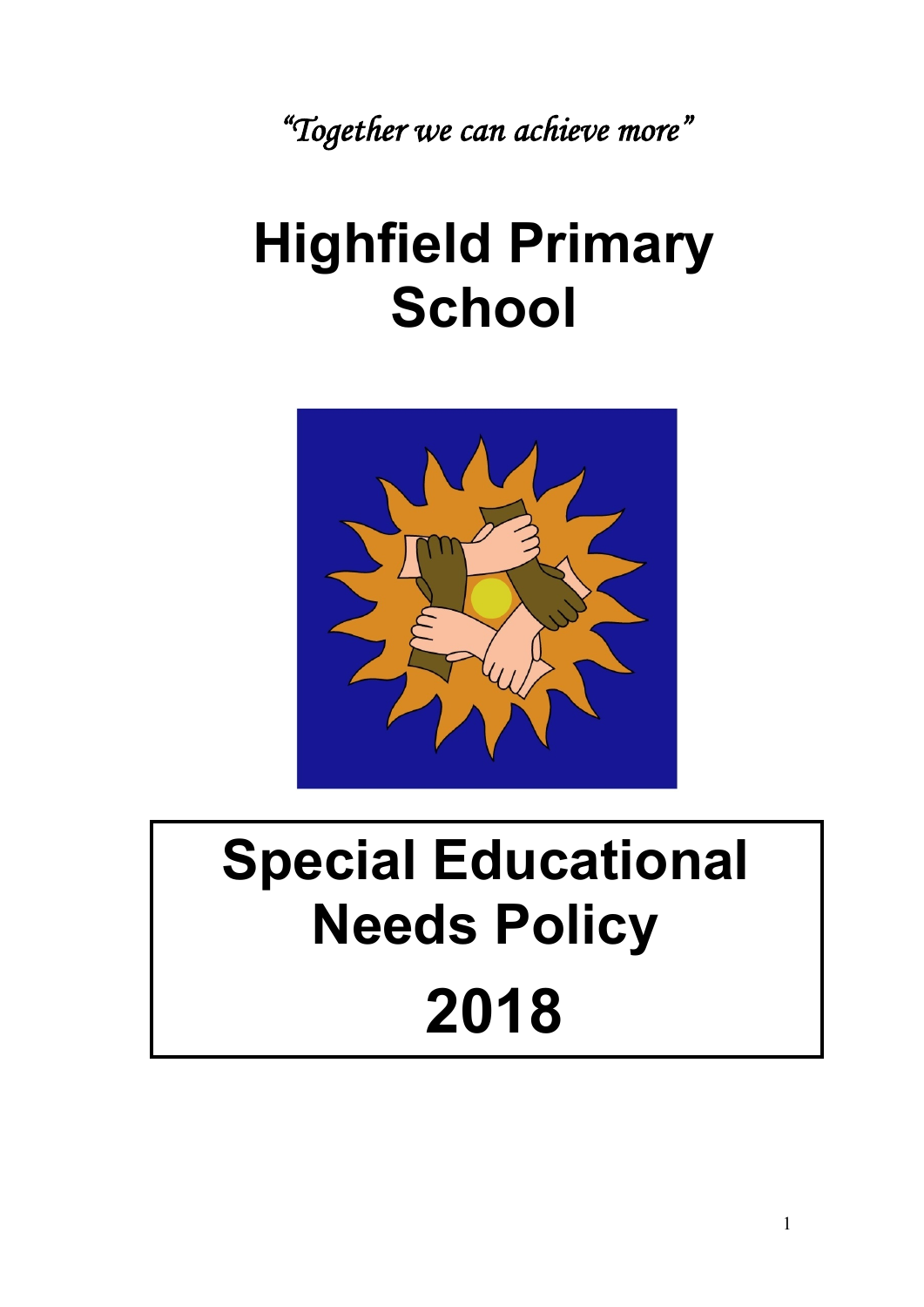*"Together we can achieve more"*

# Highfield Primary School

# Special Educational Needs Policy 2018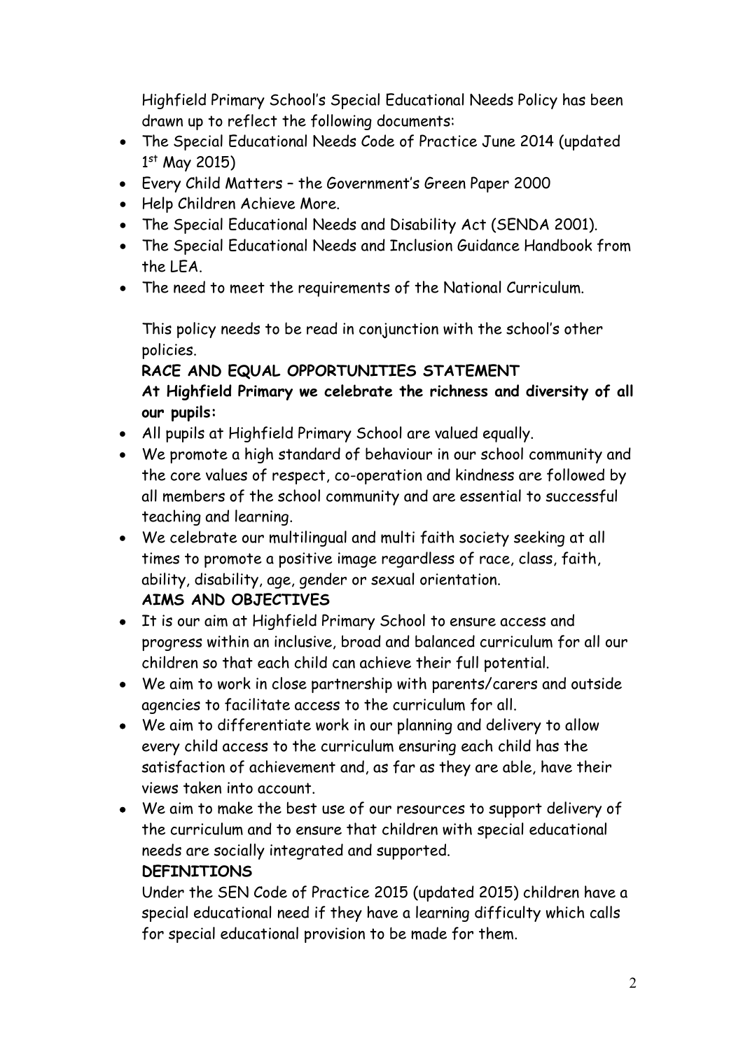Highfield Primary School's Special Educational Needs Policy has been drawn up to reflect the following documents:

- The Special Educational Needs Code of Practice June 2014 (updated 1st May 2015)
- Every Child Matters – the Government's Green Paper 2000
- Help Children Achieve More.
- The Special Educational Needs and Disability Act (SENDA 2001).
- The Special Educational Needs and Inclusion Guidance Handbook from the LEA.
- The need to meet the requirements of the National Curriculum.

This policy needs to be read in conjunction with the school's other policies.

**RACE AND EQUAL OPPORTUNITIES STATEMENT**

**At Highfield Primary we celebrate the richness and diversity of all our pupils:**

- All pupils at Highfield Primary School are valued equally.
- We promote a high standard of behaviour in our school community and the core values of respect, co-operation and kindness are followed by all members of the school community and are essential to successful teaching and learning.
- We celebrate our multilingual and multi faith society seeking at all times to promote a positive image regardless of race, class, faith, ability, disability, age, gender or sexual orientation.

**AIMS AND OBJECTIVES**

- It is our aim at Highfield Primary School to ensure access and progress within an inclusive, broad and balanced curriculum for all our children so that each child can achieve their full potential.
- We aim to work in close partnership with parents/carers and outside agencies to facilitate access to the curriculum for all.
- We aim to differentiate work in our planning and delivery to allow every child access to the curriculum ensuring each child has the satisfaction of achievement and, as far as they are able, have their views taken into account.
- We aim to make the best use of our resources to support delivery of the curriculum and to ensure that children with special educational needs are socially integrated and supported.

**DEFINITIONS**

Under the SEN Code of Practice 2015 (updated 2015) children have a special educational need if they have a learning difficulty which calls for special educational provision to be made for them.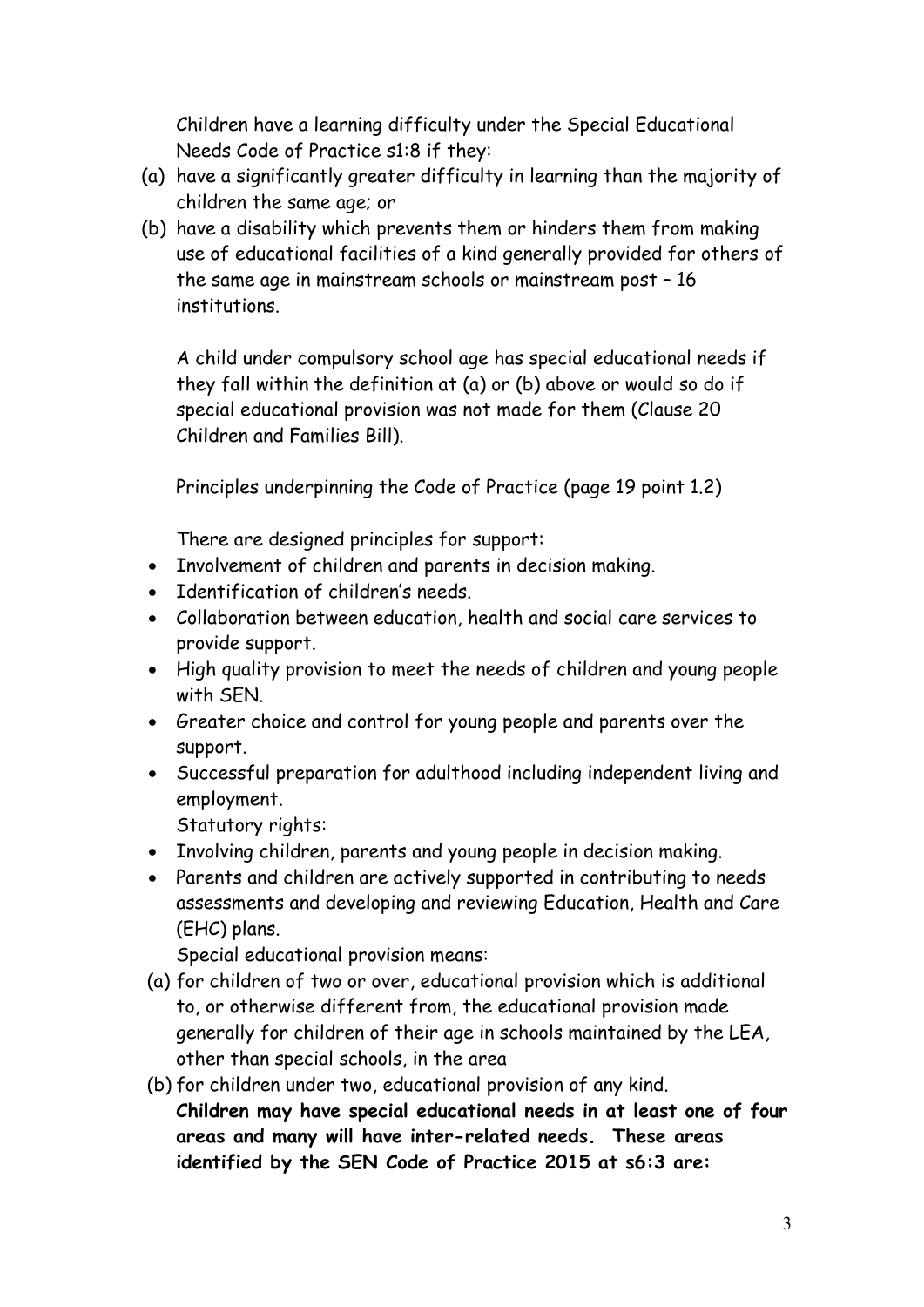Children have a learning difficulty under the Special Educational Needs Code of Practice s1:8 if they:

(a) have a significantly greater difficulty in learning than the majority of children the same age; or
(b) have a disability which prevents them or hinders them from making use of educational facilities of a kind generally provided for others of the same age in mainstream schools or mainstream post – 16 institutions.

A child under compulsory school age has special educational needs if they fall within the definition at (a) or (b) above or would so do if special educational provision was not made for them (Clause 20 Children and Families Bill).

Principles underpinning the Code of Practice (page 19 point 1.2)

There are designed principles for support:

- Involvement of children and parents in decision making.
- Identification of children's needs.
- Collaboration between education, health and social care services to provide support.
- High quality provision to meet the needs of children and young people with SEN.
- Greater choice and control for young people and parents over the support.
- Successful preparation for adulthood including independent living and employment.

Statutory rights:

- Involving children, parents and young people in decision making.
- Parents and children are actively supported in contributing to needs assessments and developing and reviewing Education, Health and Care (EHC) plans.

Special educational provision means:

(a) for children of two or over, educational provision which is additional to, or otherwise different from, the educational provision made generally for children of their age in schools maintained by the LEA, other than special schools, in the area
(b) for children under two, educational provision of any kind.

**Children may have special educational needs in at least one of four areas and many will have inter-related needs. These areas identified by the SEN Code of Practice 2015 at s6:3 are:**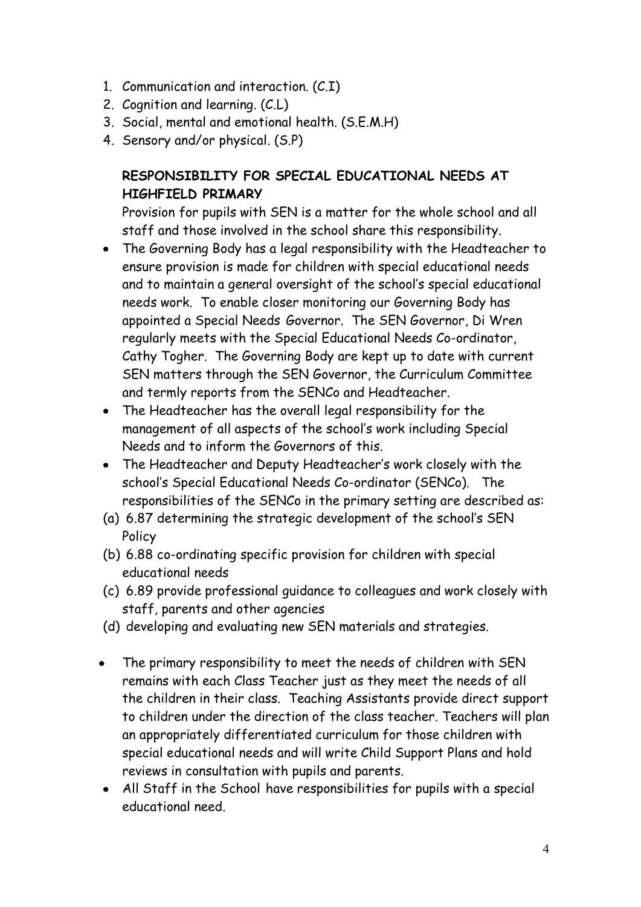1. Communication and interaction. (C.I)
2. Cognition and learning. (C.L)
3. Social, mental and emotional health. (S.E.M.H)
4. Sensory and/or physical. (S.P)

**RESPONSIBILITY FOR SPECIAL EDUCATIONAL NEEDS AT HIGHFIELD PRIMARY**

Provision for pupils with SEN is a matter for the whole school and all staff and those involved in the school share this responsibility.

- The Governing Body has a legal responsibility with the Headteacher to ensure provision is made for children with special educational needs and to maintain a general oversight of the school's special educational needs work. To enable closer monitoring our Governing Body has appointed a Special Needs Governor. The SEN Governor, Di Wren regularly meets with the Special Educational Needs Co-ordinator, Cathy Togher. The Governing Body are kept up to date with current SEN matters through the SEN Governor, the Curriculum Committee and termly reports from the SENCo and Headteacher.
- The Headteacher has the overall legal responsibility for the management of all aspects of the school's work including Special Needs and to inform the Governors of this.
- The Headteacher and Deputy Headteacher's work closely with the school's Special Educational Needs Co-ordinator (SENCo). The responsibilities of the SENCo in the primary setting are described as:

(a) 6.87 determining the strategic development of the school's SEN Policy
(b) 6.88 co-ordinating specific provision for children with special educational needs
(c) 6.89 provide professional guidance to colleagues and work closely with staff, parents and other agencies
(d) developing and evaluating new SEN materials and strategies.

- The primary responsibility to meet the needs of children with SEN remains with each Class Teacher just as they meet the needs of all the children in their class. Teaching Assistants provide direct support to children under the direction of the class teacher. Teachers will plan an appropriately differentiated curriculum for those children with special educational needs and will write Child Support Plans and hold reviews in consultation with pupils and parents.
- All Staff in the School have responsibilities for pupils with a special educational need.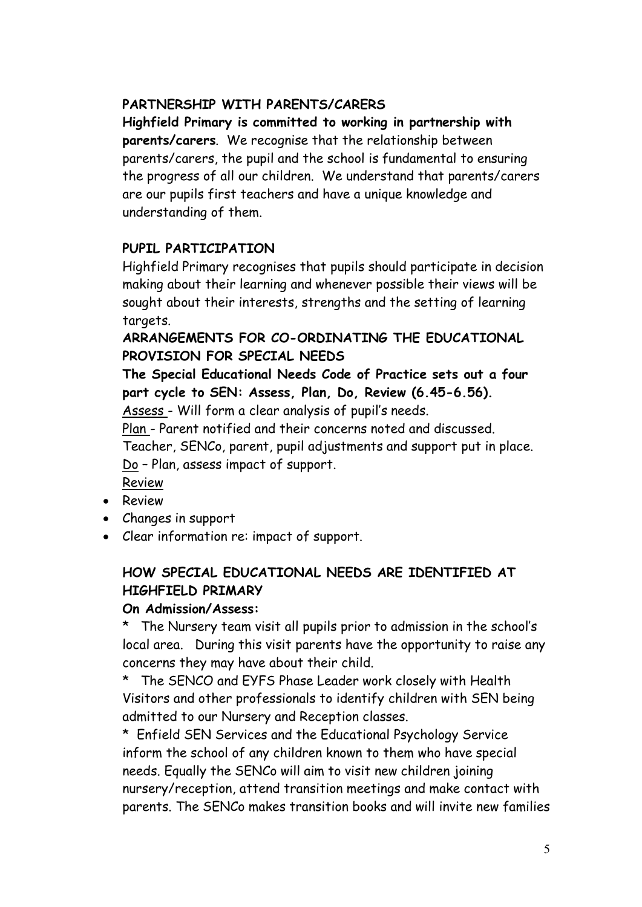## PARTNERSHIP WITH PARENTS/CARERS

**Highfield Primary is committed to working in partnership with parents/carers**. We recognise that the relationship between parents/carers, the pupil and the school is fundamental to ensuring the progress of all our children. We understand that parents/carers are our pupils first teachers and have a unique knowledge and understanding of them.

## PUPIL PARTICIPATION

Highfield Primary recognises that pupils should participate in decision making about their learning and whenever possible their views will be sought about their interests, strengths and the setting of learning targets.

## ARRANGEMENTS FOR CO-ORDINATING THE EDUCATIONAL PROVISION FOR SPECIAL NEEDS

**The Special Educational Needs Code of Practice sets out a four part cycle to SEN: Assess, Plan, Do, Review (6.45-6.56).**

Assess - Will form a clear analysis of pupil's needs.

Plan - Parent notified and their concerns noted and discussed. Teacher, SENCo, parent, pupil adjustments and support put in place.

Do – Plan, assess impact of support.

Review

- Review
- Changes in support
- Clear information re: impact of support.

## HOW SPECIAL EDUCATIONAL NEEDS ARE IDENTIFIED AT HIGHFIELD PRIMARY

**On Admission/Assess:**

* The Nursery team visit all pupils prior to admission in the school's local area. During this visit parents have the opportunity to raise any concerns they may have about their child.

* The SENCO and EYFS Phase Leader work closely with Health Visitors and other professionals to identify children with SEN being admitted to our Nursery and Reception classes.

* Enfield SEN Services and the Educational Psychology Service inform the school of any children known to them who have special needs. Equally the SENCo will aim to visit new children joining nursery/reception, attend transition meetings and make contact with parents. The SENCo makes transition books and will invite new families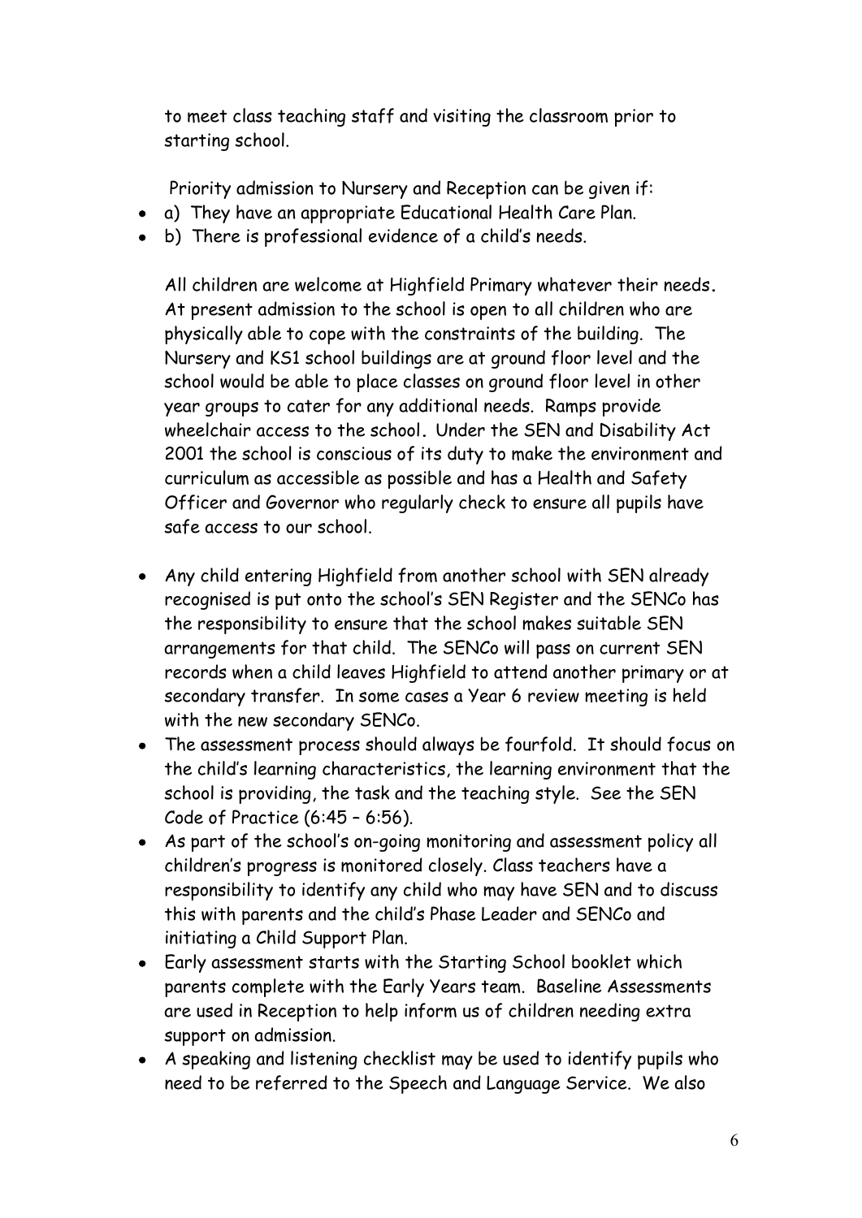to meet class teaching staff and visiting the classroom prior to starting school.

Priority admission to Nursery and Reception can be given if:

- a) They have an appropriate Educational Health Care Plan.
- b) There is professional evidence of a child's needs.

All children are welcome at Highfield Primary whatever their needs. At present admission to the school is open to all children who are physically able to cope with the constraints of the building. The Nursery and KS1 school buildings are at ground floor level and the school would be able to place classes on ground floor level in other year groups to cater for any additional needs. Ramps provide wheelchair access to the school. Under the SEN and Disability Act 2001 the school is conscious of its duty to make the environment and curriculum as accessible as possible and has a Health and Safety Officer and Governor who regularly check to ensure all pupils have safe access to our school.

- Any child entering Highfield from another school with SEN already recognised is put onto the school's SEN Register and the SENCo has the responsibility to ensure that the school makes suitable SEN arrangements for that child. The SENCo will pass on current SEN records when a child leaves Highfield to attend another primary or at secondary transfer. In some cases a Year 6 review meeting is held with the new secondary SENCo.
- The assessment process should always be fourfold. It should focus on the child's learning characteristics, the learning environment that the school is providing, the task and the teaching style. See the SEN Code of Practice (6:45 – 6:56).
- As part of the school's on-going monitoring and assessment policy all children's progress is monitored closely. Class teachers have a responsibility to identify any child who may have SEN and to discuss this with parents and the child's Phase Leader and SENCo and initiating a Child Support Plan.
- Early assessment starts with the Starting School booklet which parents complete with the Early Years team. Baseline Assessments are used in Reception to help inform us of children needing extra support on admission.
- A speaking and listening checklist may be used to identify pupils who need to be referred to the Speech and Language Service. We also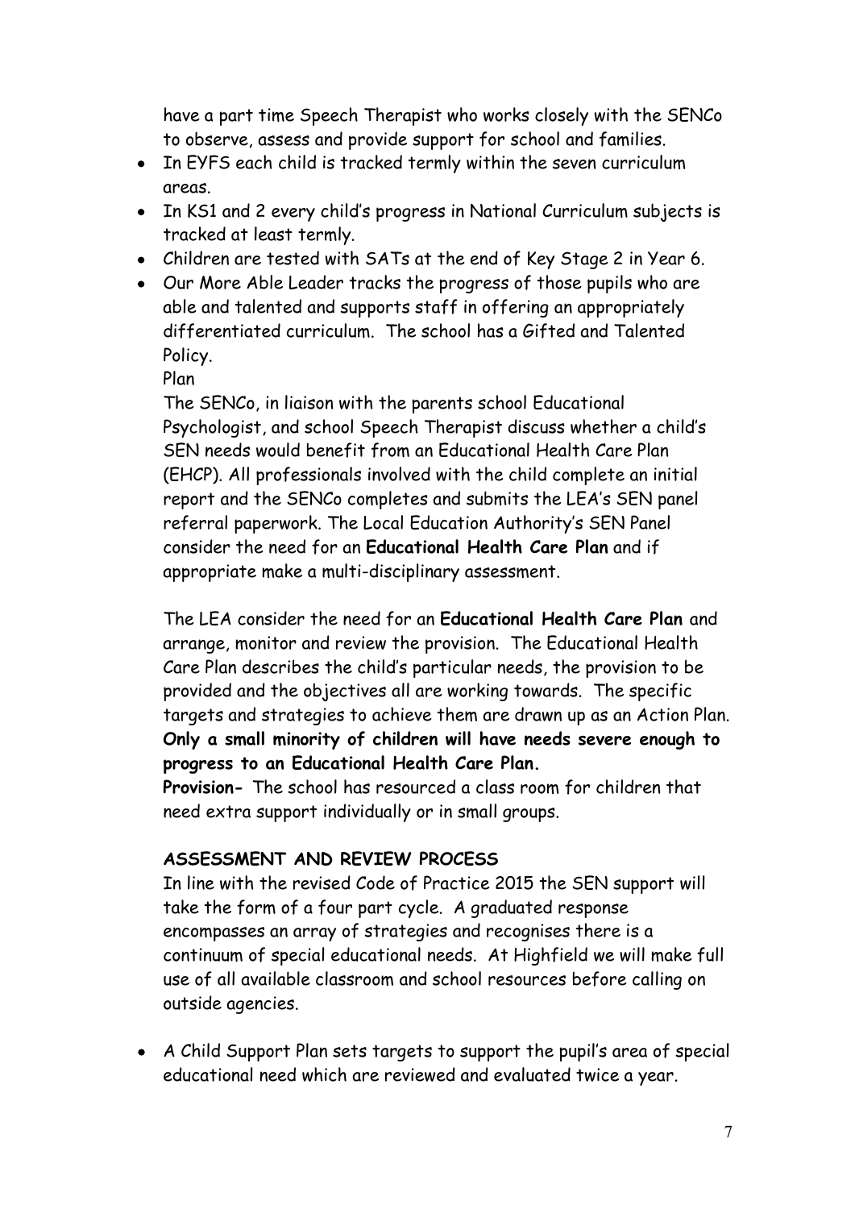have a part time Speech Therapist who works closely with the SENCo to observe, assess and provide support for school and families.

- In EYFS each child is tracked termly within the seven curriculum areas.
- In KS1 and 2 every child's progress in National Curriculum subjects is tracked at least termly.
- Children are tested with SATs at the end of Key Stage 2 in Year 6.
- Our More Able Leader tracks the progress of those pupils who are able and talented and supports staff in offering an appropriately differentiated curriculum. The school has a Gifted and Talented Policy.

  Plan

  The SENCo, in liaison with the parents school Educational Psychologist, and school Speech Therapist discuss whether a child's SEN needs would benefit from an Educational Health Care Plan (EHCP). All professionals involved with the child complete an initial report and the SENCo completes and submits the LEA's SEN panel referral paperwork. The Local Education Authority's SEN Panel consider the need for an **Educational Health Care Plan** and if appropriate make a multi-disciplinary assessment.

  The LEA consider the need for an **Educational Health Care Plan** and arrange, monitor and review the provision. The Educational Health Care Plan describes the child's particular needs, the provision to be provided and the objectives all are working towards. The specific targets and strategies to achieve them are drawn up as an Action Plan. **Only a small minority of children will have needs severe enough to progress to an Educational Health Care Plan.**

  **Provision-** The school has resourced a class room for children that need extra support individually or in small groups.

  **ASSESSMENT AND REVIEW PROCESS**

  In line with the revised Code of Practice 2015 the SEN support will take the form of a four part cycle. A graduated response encompasses an array of strategies and recognises there is a continuum of special educational needs. At Highfield we will make full use of all available classroom and school resources before calling on outside agencies.

- A Child Support Plan sets targets to support the pupil's area of special educational need which are reviewed and evaluated twice a year.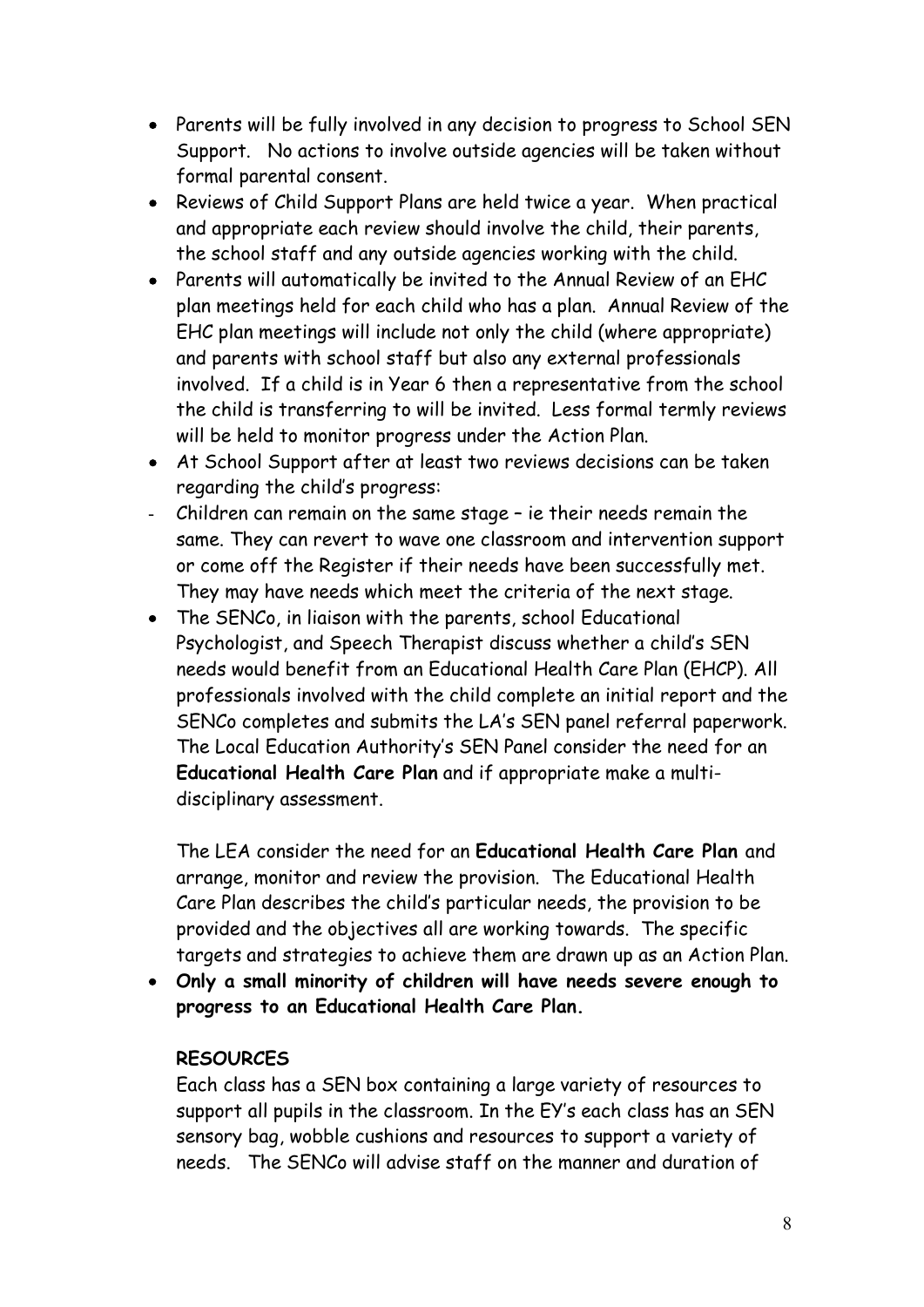- Parents will be fully involved in any decision to progress to School SEN Support. No actions to involve outside agencies will be taken without formal parental consent.
- Reviews of Child Support Plans are held twice a year. When practical and appropriate each review should involve the child, their parents, the school staff and any outside agencies working with the child.
- Parents will automatically be invited to the Annual Review of an EHC plan meetings held for each child who has a plan. Annual Review of the EHC plan meetings will include not only the child (where appropriate) and parents with school staff but also any external professionals involved. If a child is in Year 6 then a representative from the school the child is transferring to will be invited. Less formal termly reviews will be held to monitor progress under the Action Plan.
- At School Support after at least two reviews decisions can be taken regarding the child's progress:

- Children can remain on the same stage – ie their needs remain the same. They can revert to wave one classroom and intervention support or come off the Register if their needs have been successfully met. They may have needs which meet the criteria of the next stage.

- The SENCo, in liaison with the parents, school Educational Psychologist, and Speech Therapist discuss whether a child's SEN needs would benefit from an Educational Health Care Plan (EHCP). All professionals involved with the child complete an initial report and the SENCo completes and submits the LA's SEN panel referral paperwork. The Local Education Authority's SEN Panel consider the need for an **Educational Health Care Plan** and if appropriate make a multi-disciplinary assessment.

  The LEA consider the need for an **Educational Health Care Plan** and arrange, monitor and review the provision. The Educational Health Care Plan describes the child's particular needs, the provision to be provided and the objectives all are working towards. The specific targets and strategies to achieve them are drawn up as an Action Plan.
- **Only a small minority of children will have needs severe enough to progress to an Educational Health Care Plan.**

**RESOURCES**

Each class has a SEN box containing a large variety of resources to support all pupils in the classroom. In the EY's each class has an SEN sensory bag, wobble cushions and resources to support a variety of needs. The SENCo will advise staff on the manner and duration of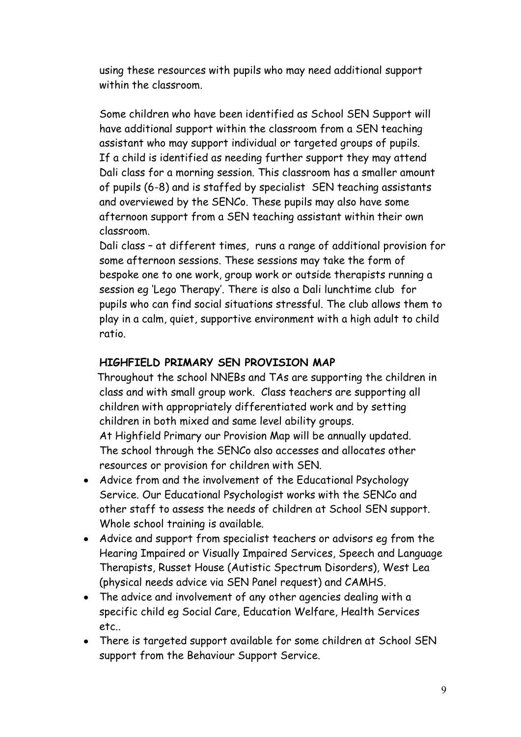using these resources with pupils who may need additional support within the classroom.

Some children who have been identified as School SEN Support will have additional support within the classroom from a SEN teaching assistant who may support individual or targeted groups of pupils. If a child is identified as needing further support they may attend Dali class for a morning session. This classroom has a smaller amount of pupils (6-8) and is staffed by specialist SEN teaching assistants and overviewed by the SENCo. These pupils may also have some afternoon support from a SEN teaching assistant within their own classroom.

Dali class – at different times, runs a range of additional provision for some afternoon sessions. These sessions may take the form of bespoke one to one work, group work or outside therapists running a session eg 'Lego Therapy'. There is also a Dali lunchtime club for pupils who can find social situations stressful. The club allows them to play in a calm, quiet, supportive environment with a high adult to child ratio.

**HIGHFIELD PRIMARY SEN PROVISION MAP**

Throughout the school NNEBs and TAs are supporting the children in class and with small group work. Class teachers are supporting all children with appropriately differentiated work and by setting children in both mixed and same level ability groups.

At Highfield Primary our Provision Map will be annually updated.

The school through the SENCo also accesses and allocates other resources or provision for children with SEN.

- Advice from and the involvement of the Educational Psychology Service. Our Educational Psychologist works with the SENCo and other staff to assess the needs of children at School SEN support. Whole school training is available.
- Advice and support from specialist teachers or advisors eg from the Hearing Impaired or Visually Impaired Services, Speech and Language Therapists, Russet House (Autistic Spectrum Disorders), West Lea (physical needs advice via SEN Panel request) and CAMHS.
- The advice and involvement of any other agencies dealing with a specific child eg Social Care, Education Welfare, Health Services etc..
- There is targeted support available for some children at School SEN support from the Behaviour Support Service.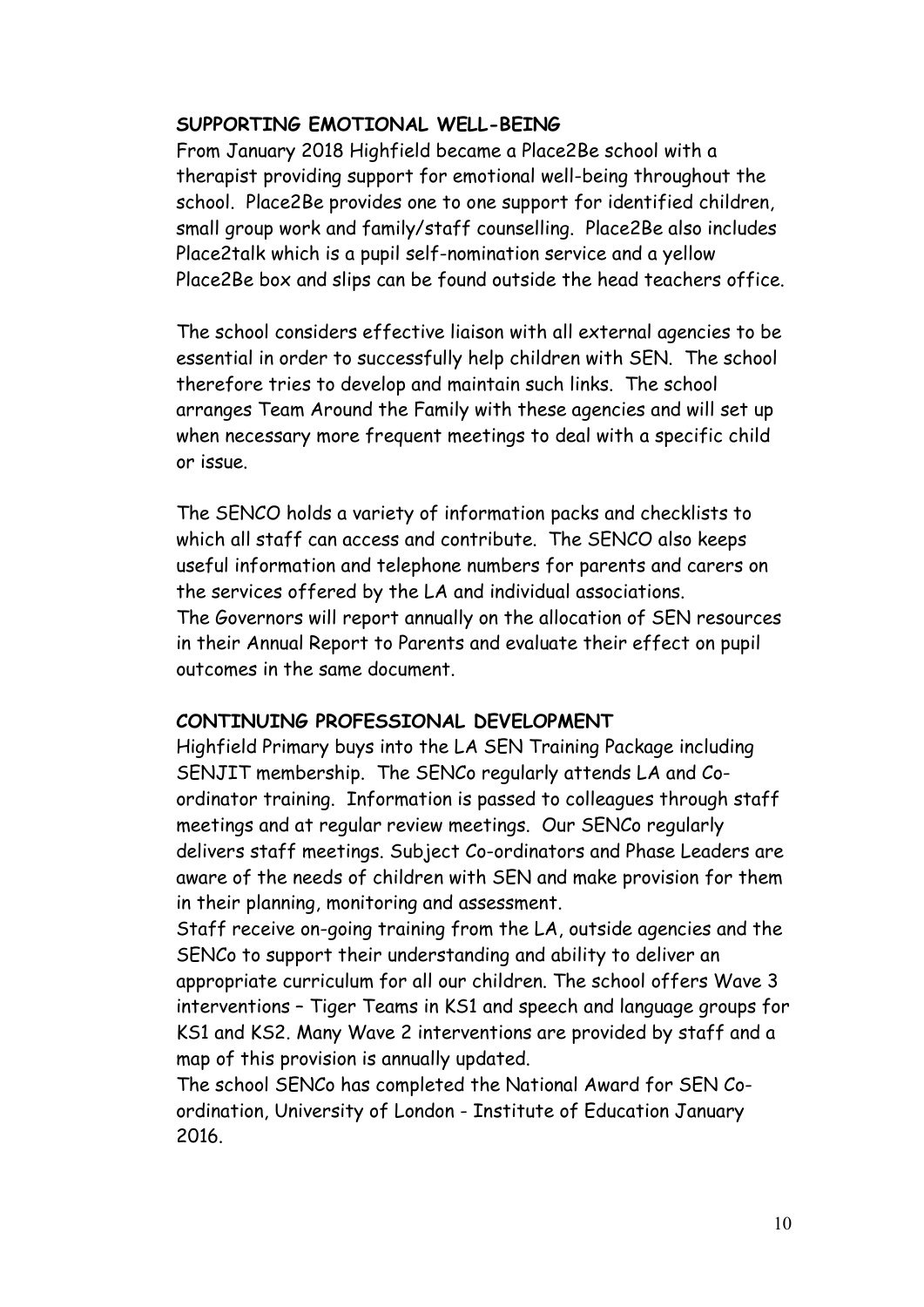**SUPPORTING EMOTIONAL WELL-BEING**

From January 2018 Highfield became a Place2Be school with a therapist providing support for emotional well-being throughout the school. Place2Be provides one to one support for identified children, small group work and family/staff counselling. Place2Be also includes Place2talk which is a pupil self-nomination service and a yellow Place2Be box and slips can be found outside the head teachers office.

The school considers effective liaison with all external agencies to be essential in order to successfully help children with SEN. The school therefore tries to develop and maintain such links. The school arranges Team Around the Family with these agencies and will set up when necessary more frequent meetings to deal with a specific child or issue.

The SENCO holds a variety of information packs and checklists to which all staff can access and contribute. The SENCO also keeps useful information and telephone numbers for parents and carers on the services offered by the LA and individual associations.
The Governors will report annually on the allocation of SEN resources in their Annual Report to Parents and evaluate their effect on pupil outcomes in the same document.

**CONTINUING PROFESSIONAL DEVELOPMENT**

Highfield Primary buys into the LA SEN Training Package including SENJIT membership. The SENCo regularly attends LA and Co-ordinator training. Information is passed to colleagues through staff meetings and at regular review meetings. Our SENCo regularly delivers staff meetings. Subject Co-ordinators and Phase Leaders are aware of the needs of children with SEN and make provision for them in their planning, monitoring and assessment.
Staff receive on-going training from the LA, outside agencies and the SENCo to support their understanding and ability to deliver an appropriate curriculum for all our children. The school offers Wave 3 interventions – Tiger Teams in KS1 and speech and language groups for KS1 and KS2. Many Wave 2 interventions are provided by staff and a map of this provision is annually updated.
The school SENCo has completed the National Award for SEN Co-ordination, University of London - Institute of Education January 2016.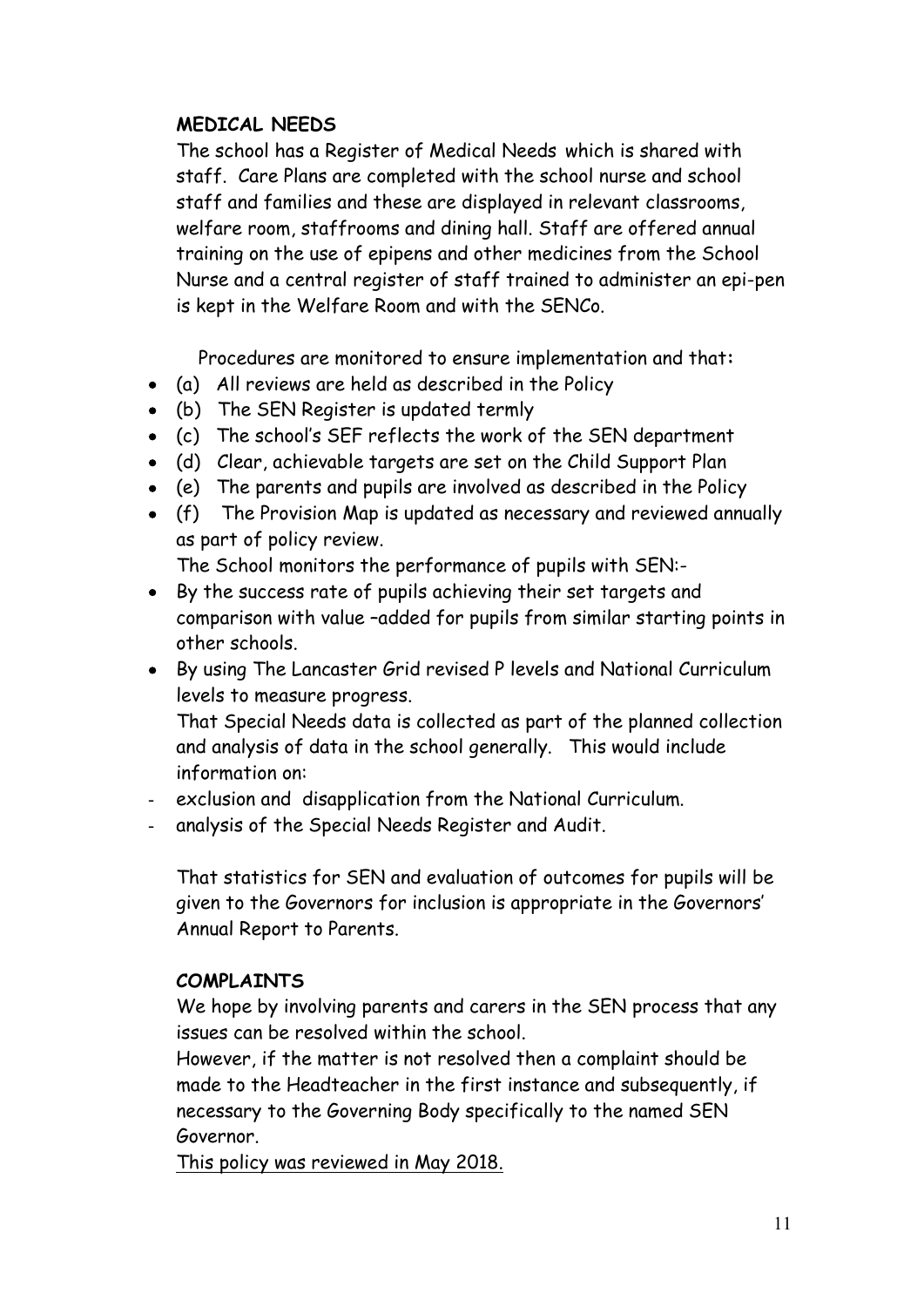**MEDICAL NEEDS**

The school has a Register of Medical Needs which is shared with staff. Care Plans are completed with the school nurse and school staff and families and these are displayed in relevant classrooms, welfare room, staffrooms and dining hall. Staff are offered annual training on the use of epipens and other medicines from the School Nurse and a central register of staff trained to administer an epi-pen is kept in the Welfare Room and with the SENCo.

Procedures are monitored to ensure implementation and that:

- (a) All reviews are held as described in the Policy
- (b) The SEN Register is updated termly
- (c) The school's SEF reflects the work of the SEN department
- (d) Clear, achievable targets are set on the Child Support Plan
- (e) The parents and pupils are involved as described in the Policy
- (f) The Provision Map is updated as necessary and reviewed annually as part of policy review.

The School monitors the performance of pupils with SEN:-

- By the success rate of pupils achieving their set targets and comparison with value –added for pupils from similar starting points in other schools.
- By using The Lancaster Grid revised P levels and National Curriculum levels to measure progress.

That Special Needs data is collected as part of the planned collection and analysis of data in the school generally. This would include information on:

- exclusion and disapplication from the National Curriculum.
- analysis of the Special Needs Register and Audit.

That statistics for SEN and evaluation of outcomes for pupils will be given to the Governors for inclusion is appropriate in the Governors' Annual Report to Parents.

**COMPLAINTS**

We hope by involving parents and carers in the SEN process that any issues can be resolved within the school.

However, if the matter is not resolved then a complaint should be made to the Headteacher in the first instance and subsequently, if necessary to the Governing Body specifically to the named SEN Governor.

<u>This policy was reviewed in May 2018.</u>